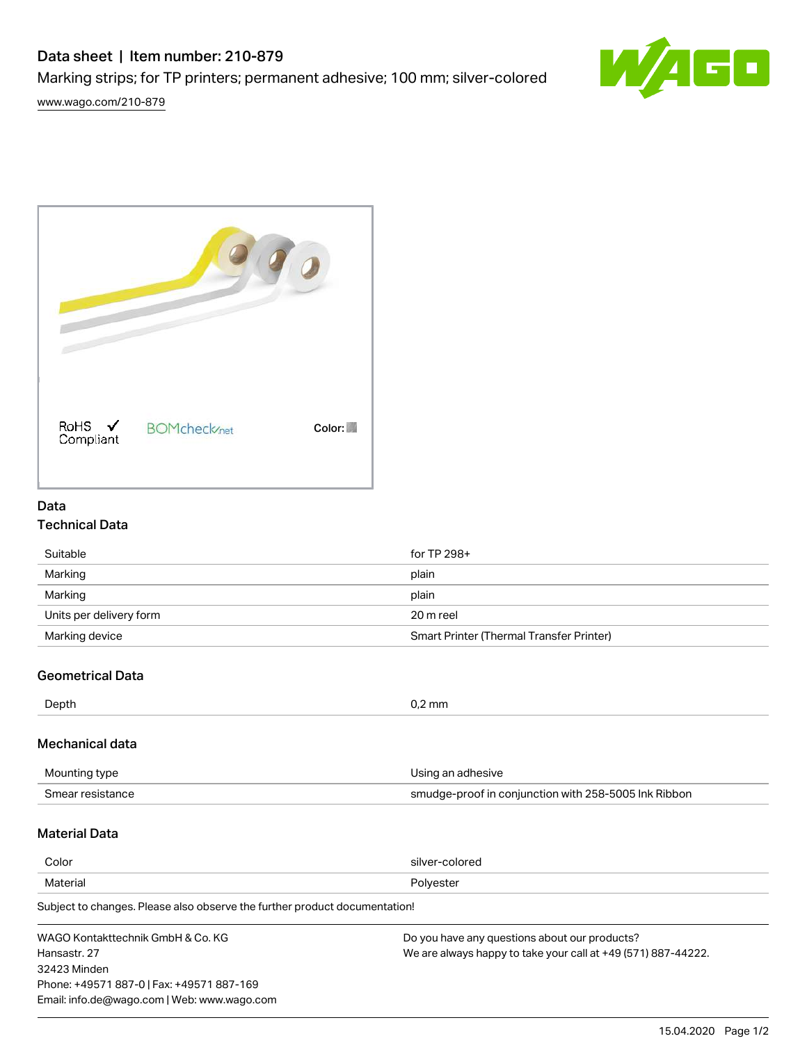# Data sheet | Item number: 210-879

Marking strips; for TP printers; permanent adhesive; 100 mm; silver-colored

www.wago.com/210-879

RoHS Compliant

BOMcheck.net

Color:

## Data

### Technical Data

| | |
|---|---|
| Suitable | for TP 298+ |
| Marking | plain |
| Marking | plain |
| Units per delivery form | 20 m reel |
| Marking device | Smart Printer (Thermal Transfer Printer) |

### Geometrical Data

| | |
|---|---|
| Depth | 0,2 mm |

### Mechanical data

| | |
|---|---|
| Mounting type | Using an adhesive |
| Smear resistance | smudge-proof in conjunction with 258-5005 Ink Ribbon |

### Material Data

| | |
|---|---|
| Color | silver-colored |
| Material | Polyester |

Subject to changes. Please also observe the further product documentation!

WAGO Kontakttechnik GmbH & Co. KG
Hansastr. 27
32423 Minden
Phone: +49571 887-0 | Fax: +49571 887-169
Email: info.de@wago.com | Web: www.wago.com

Do you have any questions about our products?
We are always happy to take your call at +49 (571) 887-44222.

15.04.2020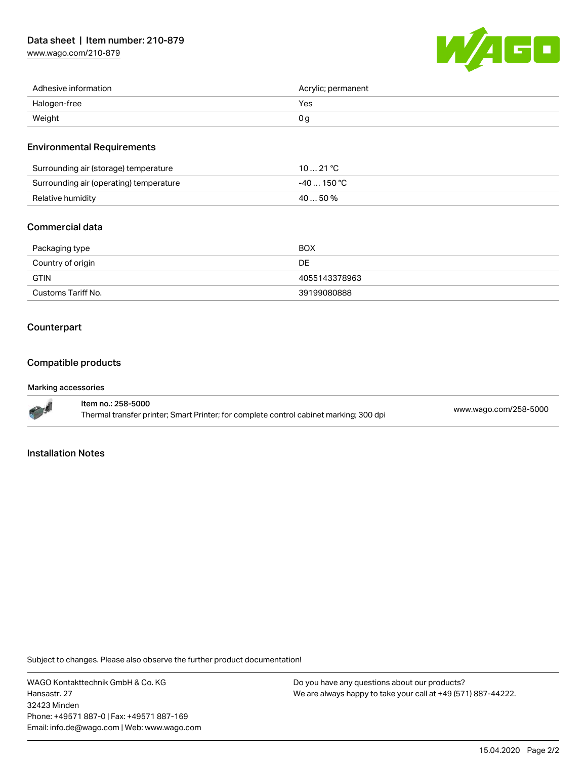| | |
|---|---|
| Adhesive information | Acrylic; permanent |
| Halogen-free | Yes |
| Weight | 0 g |

## Environmental Requirements

| | |
|---|---|
| Surrounding air (storage) temperature | 10 … 21 °C |
| Surrounding air (operating) temperature | -40 … 150 °C |
| Relative humidity | 40 … 50 % |

## Commercial data

| | |
|---|---|
| Packaging type | BOX |
| Country of origin | DE |
| GTIN | 4055143378963 |
| Customs Tariff No. | 39199080888 |

## Counterpart

## Compatible products

### Marking accessories

| | |
|---|---|
| **Item no.: 258-5000**<br>Thermal transfer printer; Smart Printer; for complete control cabinet marking; 300 dpi | www.wago.com/258-5000 |

## Installation Notes

Subject to changes. Please also observe the further product documentation!

WAGO Kontakttechnik GmbH & Co. KG
Hansastr. 27
32423 Minden
Phone: +49571 887-0 | Fax: +49571 887-169
Email: info.de@wago.com | Web: www.wago.com

Do you have any questions about our products?
We are always happy to take your call at +49 (571) 887-44222.